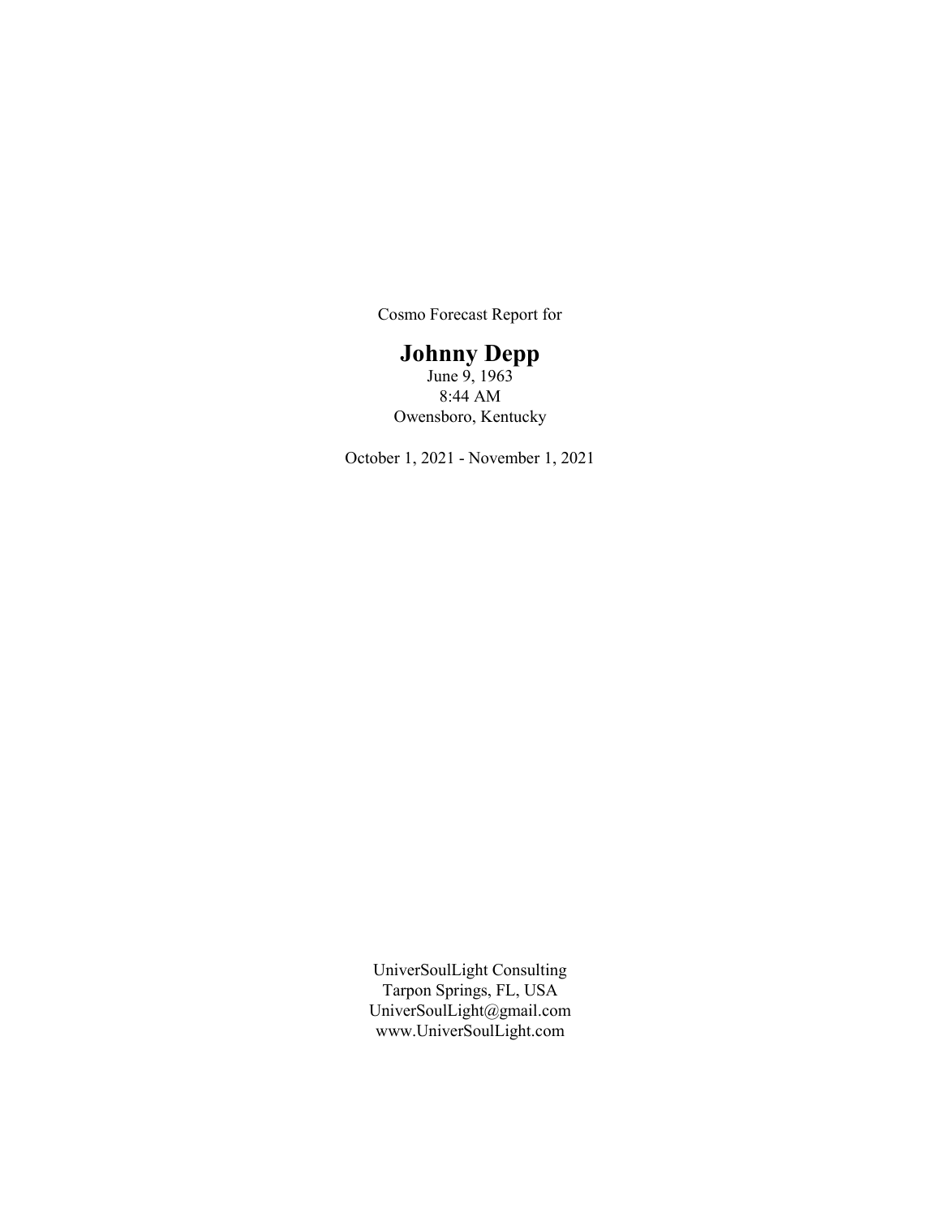Cosmo Forecast Report for

# Johnny Depp

June 9, 1963
8:44 AM
Owensboro, Kentucky

October 1, 2021 - November 1, 2021

UniverSoulLight Consulting
Tarpon Springs, FL, USA
UniverSoulLight@gmail.com
www.UniverSoulLight.com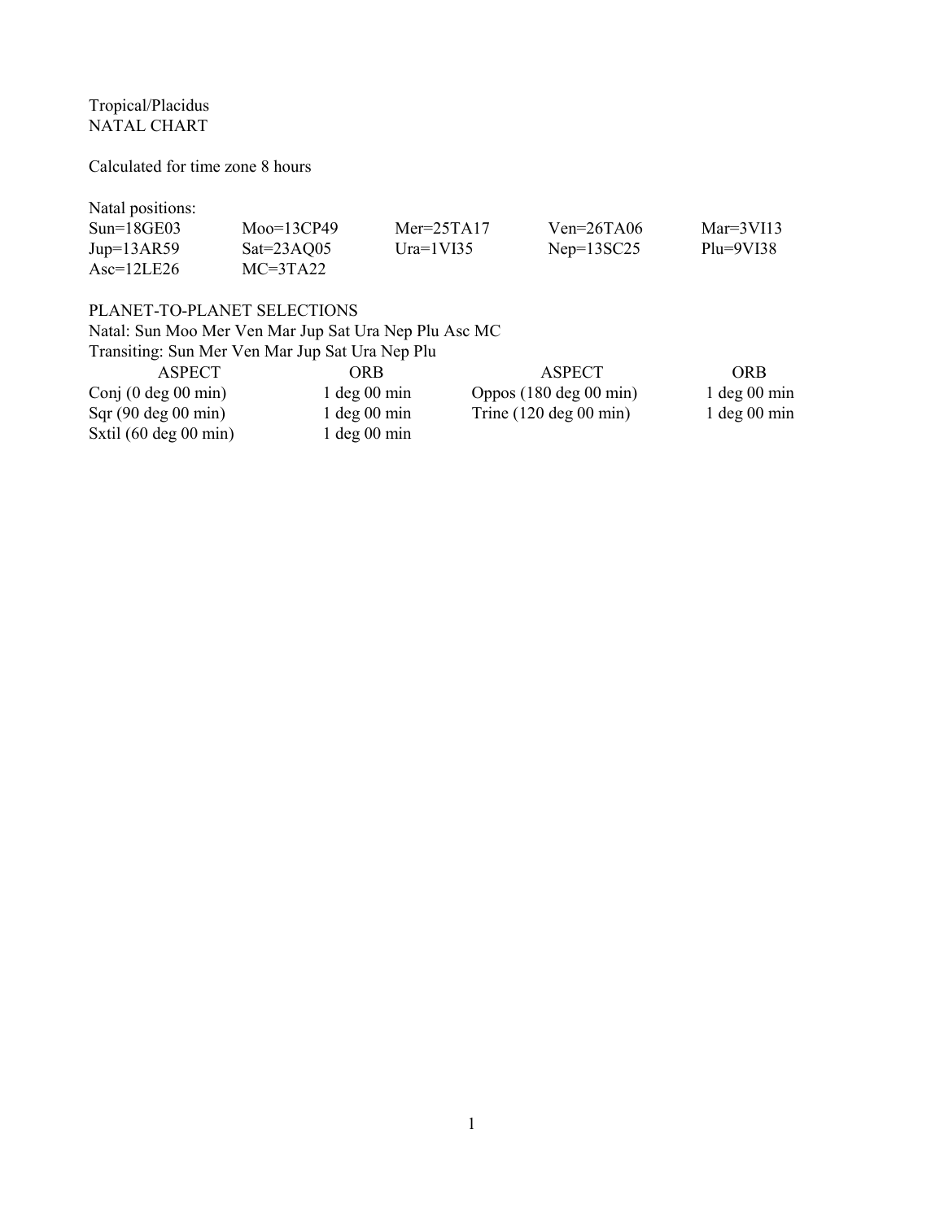Tropical/Placidus
NATAL CHART

Calculated for time zone 8 hours

Natal positions:

| | | | | |
|---|---|---|---|---|
| Sun=18GE03 | Moo=13CP49 | Mer=25TA17 | Ven=26TA06 | Mar=3VI13 |
| Jup=13AR59 | Sat=23AQ05 | Ura=1VI35 | Nep=13SC25 | Plu=9VI38 |
| Asc=12LE26 | MC=3TA22 | | | |

PLANET-TO-PLANET SELECTIONS
Natal: Sun Moo Mer Ven Mar Jup Sat Ura Nep Plu Asc MC
Transiting: Sun Mer Ven Mar Jup Sat Ura Nep Plu

| ASPECT | ORB | ASPECT | ORB |
|---|---|---|---|
| Conj (0 deg 00 min) | 1 deg 00 min | Oppos (180 deg 00 min) | 1 deg 00 min |
| Sqr (90 deg 00 min) | 1 deg 00 min | Trine (120 deg 00 min) | 1 deg 00 min |
| Sxtil (60 deg 00 min) | 1 deg 00 min | | |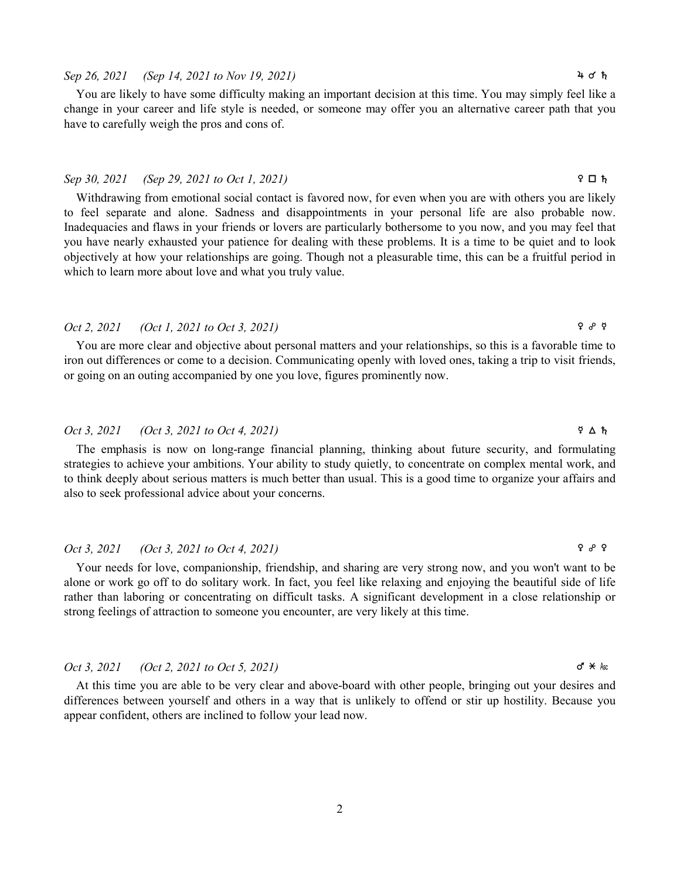*Sep 26, 2021 (Sep 14, 2021 to Nov 19, 2021)* ♃ ☌ ♄

You are likely to have some difficulty making an important decision at this time. You may simply feel like a change in your career and life style is needed, or someone may offer you an alternative career path that you have to carefully weigh the pros and cons of.

*Sep 30, 2021 (Sep 29, 2021 to Oct 1, 2021)* ♀ □ ♄

Withdrawing from emotional social contact is favored now, for even when you are with others you are likely to feel separate and alone. Sadness and disappointments in your personal life are also probable now. Inadequacies and flaws in your friends or lovers are particularly bothersome to you now, and you may feel that you have nearly exhausted your patience for dealing with these problems. It is a time to be quiet and to look objectively at how your relationships are going. Though not a pleasurable time, this can be a fruitful period in which to learn more about love and what you truly value.

*Oct 2, 2021 (Oct 1, 2021 to Oct 3, 2021)* ♀ ☍ ☿

You are more clear and objective about personal matters and your relationships, so this is a favorable time to iron out differences or come to a decision. Communicating openly with loved ones, taking a trip to visit friends, or going on an outing accompanied by one you love, figures prominently now.

*Oct 3, 2021 (Oct 3, 2021 to Oct 4, 2021)* ☿ △ ♄

The emphasis is now on long-range financial planning, thinking about future security, and formulating strategies to achieve your ambitions. Your ability to study quietly, to concentrate on complex mental work, and to think deeply about serious matters is much better than usual. This is a good time to organize your affairs and also to seek professional advice about your concerns.

*Oct 3, 2021 (Oct 3, 2021 to Oct 4, 2021)* ♀ ☍ ♀

Your needs for love, companionship, friendship, and sharing are very strong now, and you won't want to be alone or work go off to do solitary work. In fact, you feel like relaxing and enjoying the beautiful side of life rather than laboring or concentrating on difficult tasks. A significant development in a close relationship or strong feelings of attraction to someone you encounter, are very likely at this time.

*Oct 3, 2021 (Oct 2, 2021 to Oct 5, 2021)* ♂ ⚹ Asc

At this time you are able to be very clear and above-board with other people, bringing out your desires and differences between yourself and others in a way that is unlikely to offend or stir up hostility. Because you appear confident, others are inclined to follow your lead now.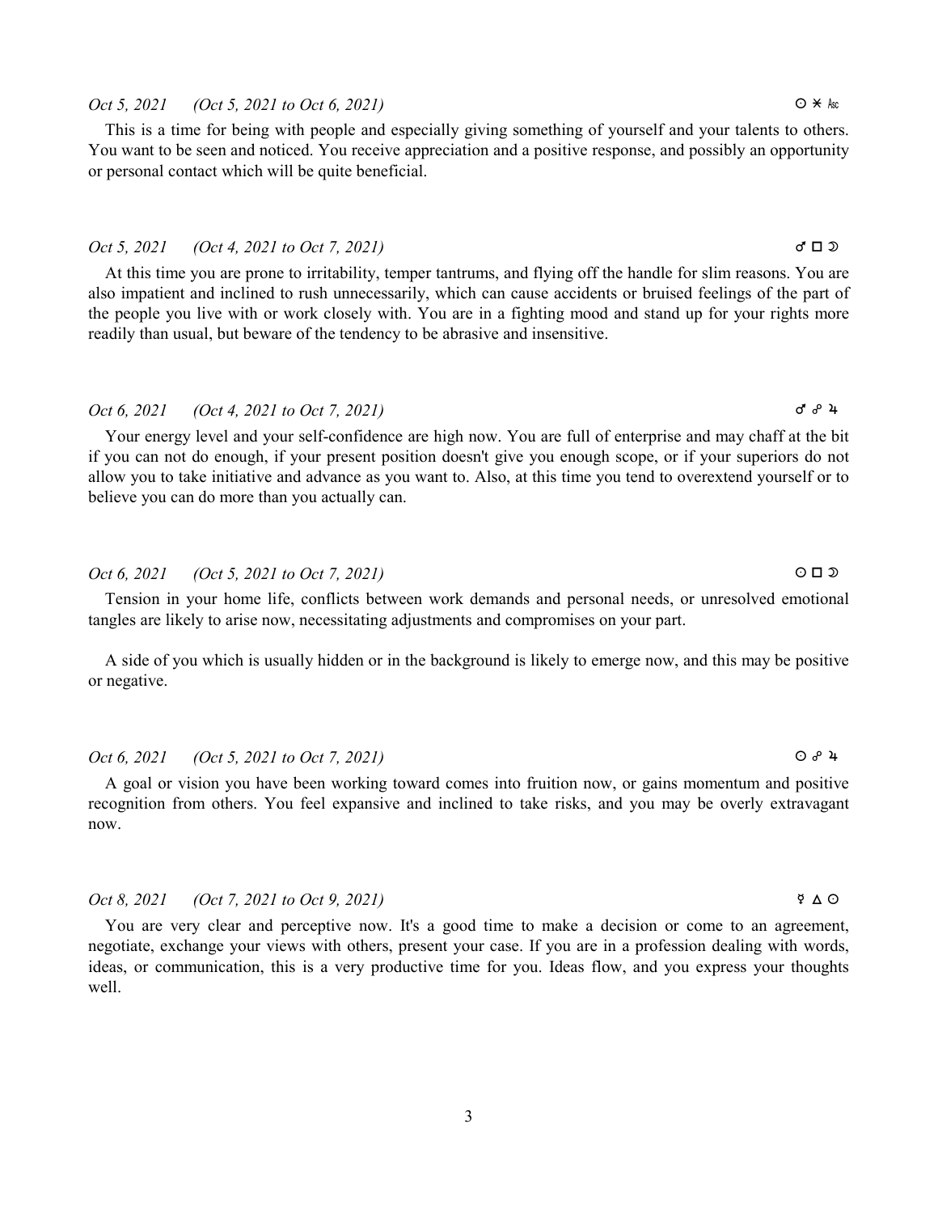*Oct 5, 2021 (Oct 5, 2021 to Oct 6, 2021)* ☉ ⚹ Asc

This is a time for being with people and especially giving something of yourself and your talents to others. You want to be seen and noticed. You receive appreciation and a positive response, and possibly an opportunity or personal contact which will be quite beneficial.

*Oct 5, 2021 (Oct 4, 2021 to Oct 7, 2021)* ♂ □ ☽

At this time you are prone to irritability, temper tantrums, and flying off the handle for slim reasons. You are also impatient and inclined to rush unnecessarily, which can cause accidents or bruised feelings of the part of the people you live with or work closely with. You are in a fighting mood and stand up for your rights more readily than usual, but beware of the tendency to be abrasive and insensitive.

*Oct 6, 2021 (Oct 4, 2021 to Oct 7, 2021)* ♂ ☍ ♃

Your energy level and your self-confidence are high now. You are full of enterprise and may chaff at the bit if you can not do enough, if your present position doesn't give you enough scope, or if your superiors do not allow you to take initiative and advance as you want to. Also, at this time you tend to overextend yourself or to believe you can do more than you actually can.

*Oct 6, 2021 (Oct 5, 2021 to Oct 7, 2021)* ☉ □ ☽

Tension in your home life, conflicts between work demands and personal needs, or unresolved emotional tangles are likely to arise now, necessitating adjustments and compromises on your part.

A side of you which is usually hidden or in the background is likely to emerge now, and this may be positive or negative.

*Oct 6, 2021 (Oct 5, 2021 to Oct 7, 2021)* ☉ ☍ ♃

A goal or vision you have been working toward comes into fruition now, or gains momentum and positive recognition from others. You feel expansive and inclined to take risks, and you may be overly extravagant now.

*Oct 8, 2021 (Oct 7, 2021 to Oct 9, 2021)* ☿ △ ☉

You are very clear and perceptive now. It's a good time to make a decision or come to an agreement, negotiate, exchange your views with others, present your case. If you are in a profession dealing with words, ideas, or communication, this is a very productive time for you. Ideas flow, and you express your thoughts well.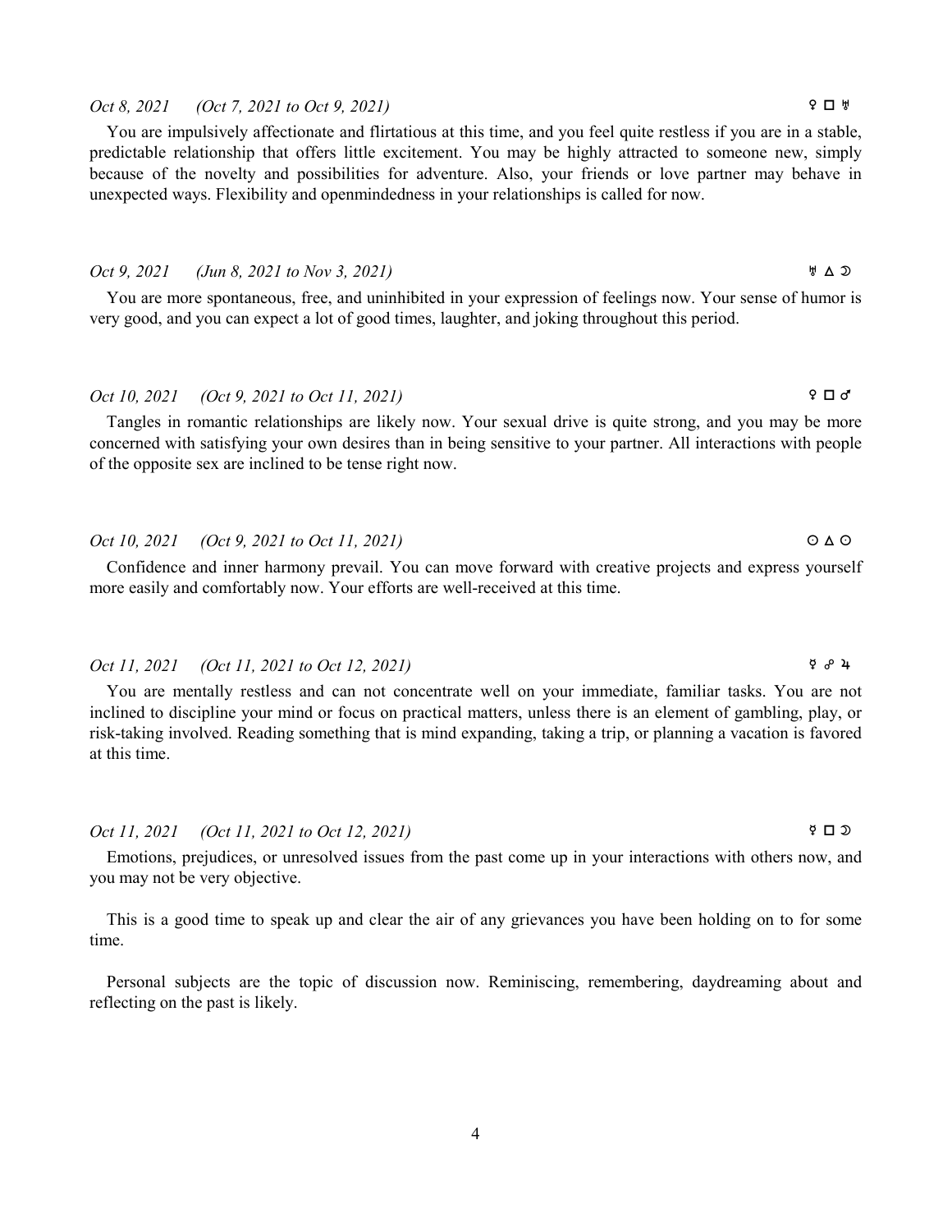*Oct 8, 2021 (Oct 7, 2021 to Oct 9, 2021)* ♀ □ ♅

You are impulsively affectionate and flirtatious at this time, and you feel quite restless if you are in a stable, predictable relationship that offers little excitement. You may be highly attracted to someone new, simply because of the novelty and possibilities for adventure. Also, your friends or love partner may behave in unexpected ways. Flexibility and openmindedness in your relationships is called for now.

*Oct 9, 2021 (Jun 8, 2021 to Nov 3, 2021)* ♅ △ ☽

You are more spontaneous, free, and uninhibited in your expression of feelings now. Your sense of humor is very good, and you can expect a lot of good times, laughter, and joking throughout this period.

*Oct 10, 2021 (Oct 9, 2021 to Oct 11, 2021)* ♀ □ ♂

Tangles in romantic relationships are likely now. Your sexual drive is quite strong, and you may be more concerned with satisfying your own desires than in being sensitive to your partner. All interactions with people of the opposite sex are inclined to be tense right now.

*Oct 10, 2021 (Oct 9, 2021 to Oct 11, 2021)* ☉ △ ☉

Confidence and inner harmony prevail. You can move forward with creative projects and express yourself more easily and comfortably now. Your efforts are well-received at this time.

*Oct 11, 2021 (Oct 11, 2021 to Oct 12, 2021)* ☿ ☍ ♃

You are mentally restless and can not concentrate well on your immediate, familiar tasks. You are not inclined to discipline your mind or focus on practical matters, unless there is an element of gambling, play, or risk-taking involved. Reading something that is mind expanding, taking a trip, or planning a vacation is favored at this time.

*Oct 11, 2021 (Oct 11, 2021 to Oct 12, 2021)* ☿ □ ☽

Emotions, prejudices, or unresolved issues from the past come up in your interactions with others now, and you may not be very objective.

This is a good time to speak up and clear the air of any grievances you have been holding on to for some time.

Personal subjects are the topic of discussion now. Reminiscing, remembering, daydreaming about and reflecting on the past is likely.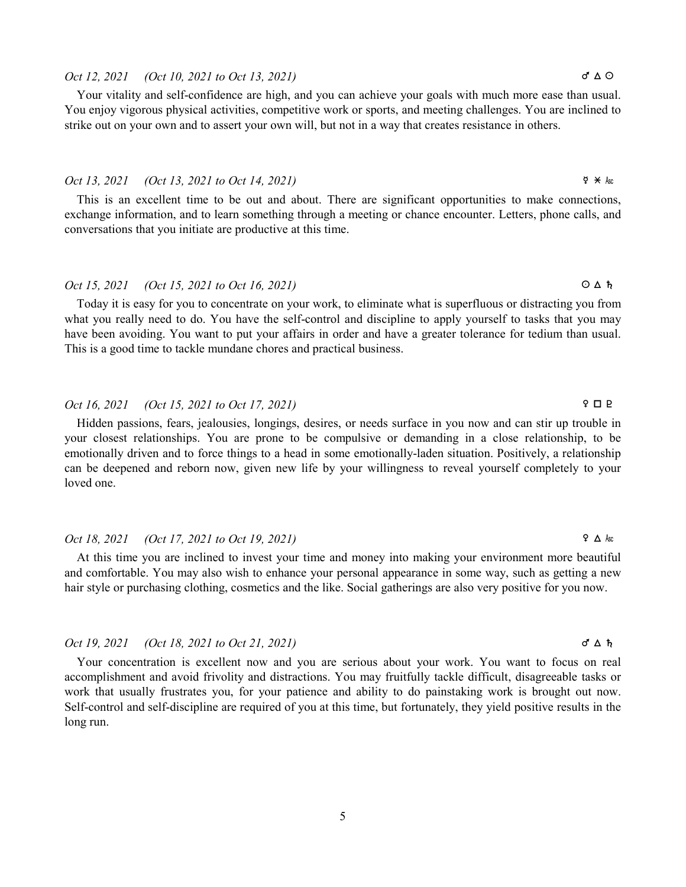*Oct 12, 2021 (Oct 10, 2021 to Oct 13, 2021)* ♂ △ ☉

Your vitality and self-confidence are high, and you can achieve your goals with much more ease than usual. You enjoy vigorous physical activities, competitive work or sports, and meeting challenges. You are inclined to strike out on your own and to assert your own will, but not in a way that creates resistance in others.

*Oct 13, 2021 (Oct 13, 2021 to Oct 14, 2021)* ☿ ⚹ Asc

This is an excellent time to be out and about. There are significant opportunities to make connections, exchange information, and to learn something through a meeting or chance encounter. Letters, phone calls, and conversations that you initiate are productive at this time.

*Oct 15, 2021 (Oct 15, 2021 to Oct 16, 2021)* ☉ △ ♄

Today it is easy for you to concentrate on your work, to eliminate what is superfluous or distracting you from what you really need to do. You have the self-control and discipline to apply yourself to tasks that you may have been avoiding. You want to put your affairs in order and have a greater tolerance for tedium than usual. This is a good time to tackle mundane chores and practical business.

*Oct 16, 2021 (Oct 15, 2021 to Oct 17, 2021)* ♀ □ ♇

Hidden passions, fears, jealousies, longings, desires, or needs surface in you now and can stir up trouble in your closest relationships. You are prone to be compulsive or demanding in a close relationship, to be emotionally driven and to force things to a head in some emotionally-laden situation. Positively, a relationship can be deepened and reborn now, given new life by your willingness to reveal yourself completely to your loved one.

*Oct 18, 2021 (Oct 17, 2021 to Oct 19, 2021)* ♀ △ Asc

At this time you are inclined to invest your time and money into making your environment more beautiful and comfortable. You may also wish to enhance your personal appearance in some way, such as getting a new hair style or purchasing clothing, cosmetics and the like. Social gatherings are also very positive for you now.

*Oct 19, 2021 (Oct 18, 2021 to Oct 21, 2021)* ♂ △ ♄

Your concentration is excellent now and you are serious about your work. You want to focus on real accomplishment and avoid frivolity and distractions. You may fruitfully tackle difficult, disagreeable tasks or work that usually frustrates you, for your patience and ability to do painstaking work is brought out now. Self-control and self-discipline are required of you at this time, but fortunately, they yield positive results in the long run.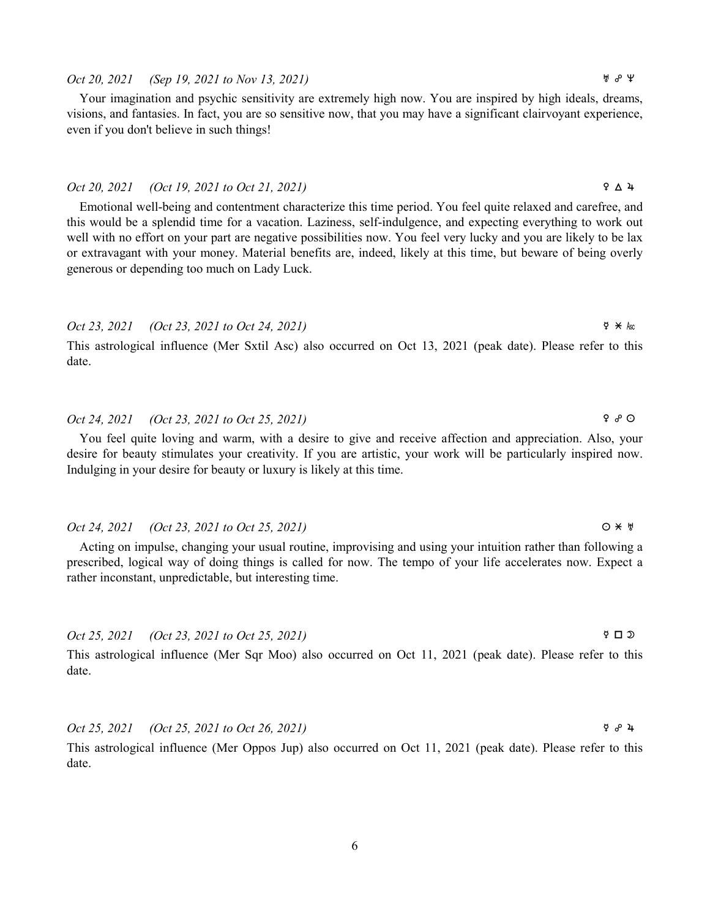*Oct 20, 2021 (Sep 19, 2021 to Nov 13, 2021)* ♅ ☍ ♆

Your imagination and psychic sensitivity are extremely high now. You are inspired by high ideals, dreams, visions, and fantasies. In fact, you are so sensitive now, that you may have a significant clairvoyant experience, even if you don't believe in such things!

*Oct 20, 2021 (Oct 19, 2021 to Oct 21, 2021)* ♀ △ ♃

Emotional well-being and contentment characterize this time period. You feel quite relaxed and carefree, and this would be a splendid time for a vacation. Laziness, self-indulgence, and expecting everything to work out well with no effort on your part are negative possibilities now. You feel very lucky and you are likely to be lax or extravagant with your money. Material benefits are, indeed, likely at this time, but beware of being overly generous or depending too much on Lady Luck.

*Oct 23, 2021 (Oct 23, 2021 to Oct 24, 2021)* ☿ ⚹ Asc

This astrological influence (Mer Sxtil Asc) also occurred on Oct 13, 2021 (peak date). Please refer to this date.

*Oct 24, 2021 (Oct 23, 2021 to Oct 25, 2021)* ♀ ☍ ☉

You feel quite loving and warm, with a desire to give and receive affection and appreciation. Also, your desire for beauty stimulates your creativity. If you are artistic, your work will be particularly inspired now. Indulging in your desire for beauty or luxury is likely at this time.

*Oct 24, 2021 (Oct 23, 2021 to Oct 25, 2021)* ☉ ⚹ ♅

Acting on impulse, changing your usual routine, improvising and using your intuition rather than following a prescribed, logical way of doing things is called for now. The tempo of your life accelerates now. Expect a rather inconstant, unpredictable, but interesting time.

*Oct 25, 2021 (Oct 23, 2021 to Oct 25, 2021)* ☿ □ ☽

This astrological influence (Mer Sqr Moo) also occurred on Oct 11, 2021 (peak date). Please refer to this date.

*Oct 25, 2021 (Oct 25, 2021 to Oct 26, 2021)* ☿ ☍ ♃

This astrological influence (Mer Oppos Jup) also occurred on Oct 11, 2021 (peak date). Please refer to this date.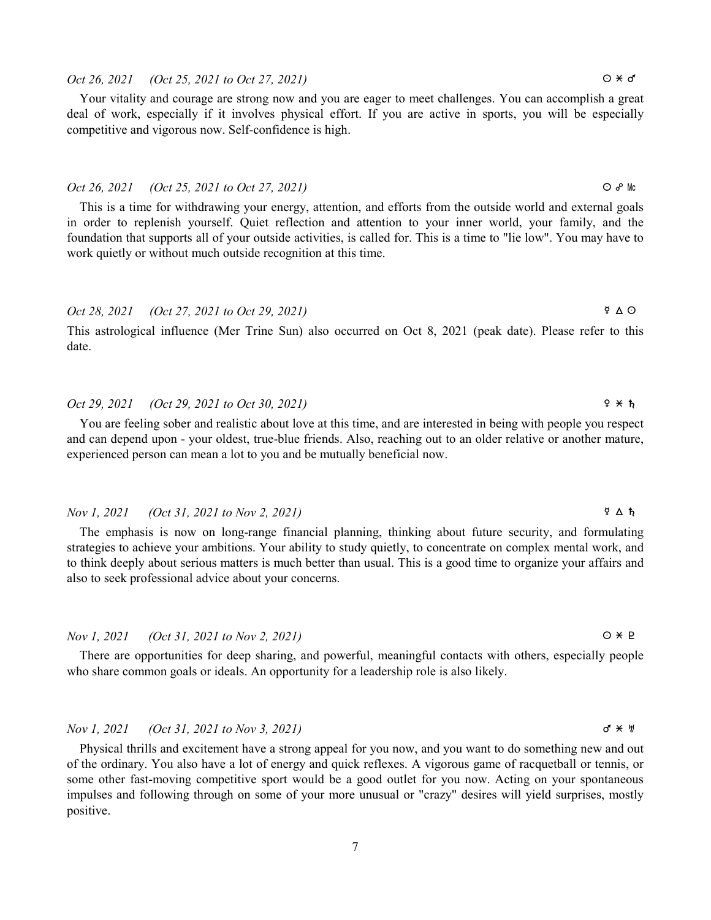*Oct 26, 2021 (Oct 25, 2021 to Oct 27, 2021)* ☉ ⚹ ♂

Your vitality and courage are strong now and you are eager to meet challenges. You can accomplish a great deal of work, especially if it involves physical effort. If you are active in sports, you will be especially competitive and vigorous now. Self-confidence is high.

*Oct 26, 2021 (Oct 25, 2021 to Oct 27, 2021)* ☉ ☍ Mc

This is a time for withdrawing your energy, attention, and efforts from the outside world and external goals in order to replenish yourself. Quiet reflection and attention to your inner world, your family, and the foundation that supports all of your outside activities, is called for. This is a time to "lie low". You may have to work quietly or without much outside recognition at this time.

*Oct 28, 2021 (Oct 27, 2021 to Oct 29, 2021)* ☿ △ ☉

This astrological influence (Mer Trine Sun) also occurred on Oct 8, 2021 (peak date). Please refer to this date.

*Oct 29, 2021 (Oct 29, 2021 to Oct 30, 2021)* ♀ ⚹ ♄

You are feeling sober and realistic about love at this time, and are interested in being with people you respect and can depend upon - your oldest, true-blue friends. Also, reaching out to an older relative or another mature, experienced person can mean a lot to you and be mutually beneficial now.

*Nov 1, 2021 (Oct 31, 2021 to Nov 2, 2021)* ☿ △ ♄

The emphasis is now on long-range financial planning, thinking about future security, and formulating strategies to achieve your ambitions. Your ability to study quietly, to concentrate on complex mental work, and to think deeply about serious matters is much better than usual. This is a good time to organize your affairs and also to seek professional advice about your concerns.

*Nov 1, 2021 (Oct 31, 2021 to Nov 2, 2021)* ☉ ⚹ ♇

There are opportunities for deep sharing, and powerful, meaningful contacts with others, especially people who share common goals or ideals. An opportunity for a leadership role is also likely.

*Nov 1, 2021 (Oct 31, 2021 to Nov 3, 2021)* ♂ ⚹ ♅

Physical thrills and excitement have a strong appeal for you now, and you want to do something new and out of the ordinary. You also have a lot of energy and quick reflexes. A vigorous game of racquetball or tennis, or some other fast-moving competitive sport would be a good outlet for you now. Acting on your spontaneous impulses and following through on some of your more unusual or "crazy" desires will yield surprises, mostly positive.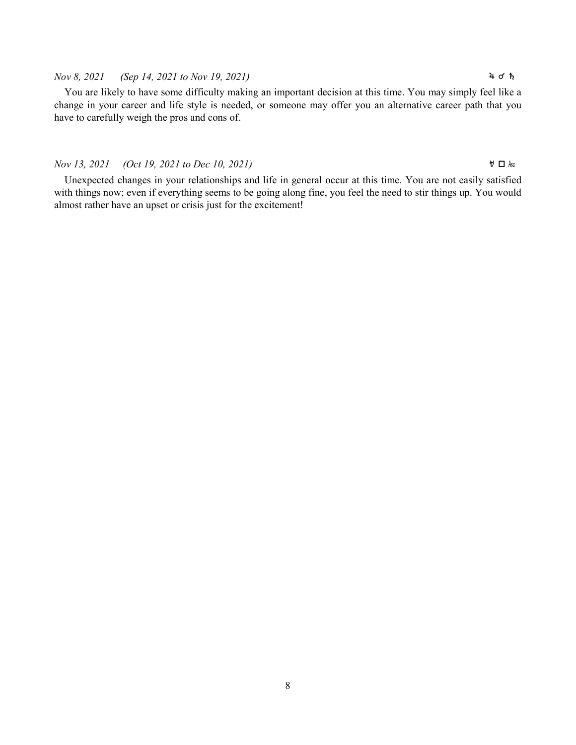*Nov 8, 2021 (Sep 14, 2021 to Nov 19, 2021)* ♃ ☌ ♄

You are likely to have some difficulty making an important decision at this time. You may simply feel like a change in your career and life style is needed, or someone may offer you an alternative career path that you have to carefully weigh the pros and cons of.

*Nov 13, 2021 (Oct 19, 2021 to Dec 10, 2021)* ♅ □ Asc

Unexpected changes in your relationships and life in general occur at this time. You are not easily satisfied with things now; even if everything seems to be going along fine, you feel the need to stir things up. You would almost rather have an upset or crisis just for the excitement!